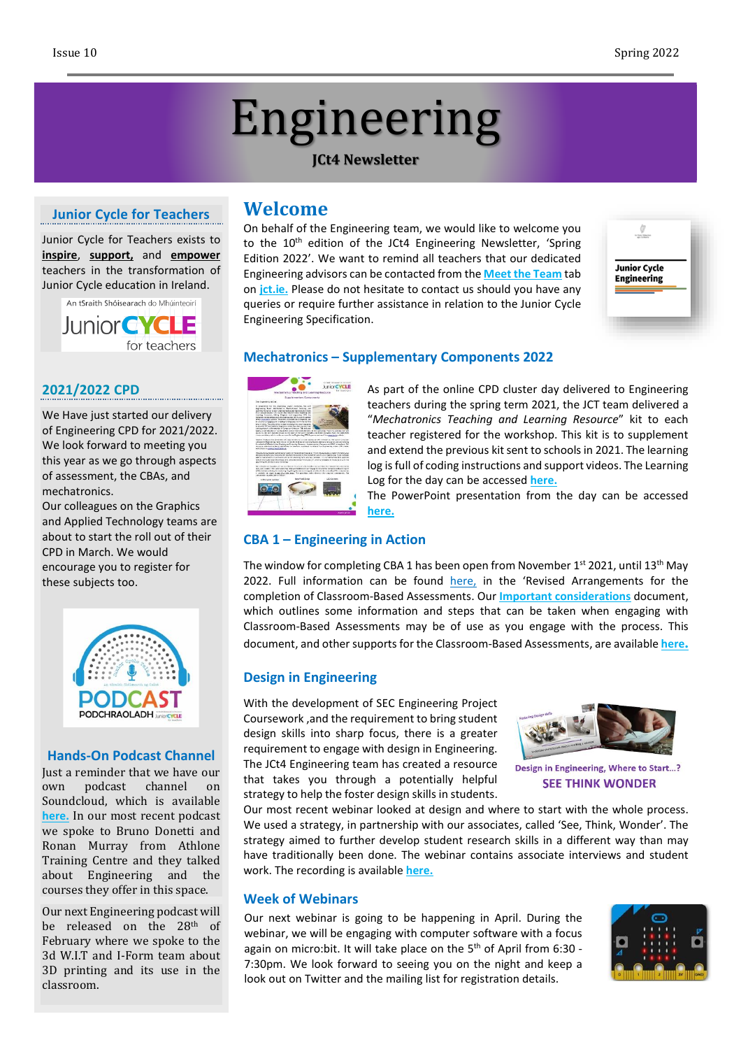# Engineering

**JCt4 Newsletter**

## Welcome

On behalf of the Engineering team, we would like to welcome you to the 10th edition of the JCt4 Engineering Newsletter, 'Spring Edition 2022'. We want to remind all teachers that our dedicated Engineering advisors can be contacted from the **Meet the Team** tab on **jct.ie.** Please do not hesitate to contact us should you have any queries or require further assistance in relation to the Junior Cycle Engineering Specification.

## Mechatronics – Supplementary Components 2022

As part of the online CPD cluster day delivered to Engineering teachers during the spring term 2021, the JCT team delivered a "*Mechatronics Teaching and Learning Resource*" kit to each teacher registered for the workshop. This kit is to supplement and extend the previous kit sent to schools in 2021. The learning log is full of coding instructions and support videos. The Learning Log for the day can be accessed **here.**

The PowerPoint presentation from the day can be accessed **here.**

## CBA 1 – Engineering in Action

The window for completing CBA 1 has been open from November 1st 2021, until 13th May 2022. Full information can be found here, in the 'Revised Arrangements for the completion of Classroom-Based Assessments. Our **Important considerations** document, which outlines some information and steps that can be taken when engaging with Classroom-Based Assessments may be of use as you engage with the process. This document, and other supports for the Classroom-Based Assessments, are available **here.**

## Design in Engineering

With the development of SEC Engineering Project Coursework ,and the requirement to bring student design skills into sharp focus, there is a greater requirement to engage with design in Engineering. The JCt4 Engineering team has created a resource that takes you through a potentially helpful strategy to help the foster design skills in students. Our most recent webinar looked at design and where to start with the whole process. We used a strategy, in partnership with our associates, called 'See, Think, Wonder'. The strategy aimed to further develop student research skills in a different way than may have traditionally been done. The webinar contains associate interviews and student work. The recording is available **here.**

Design in Engineering, Where to Start...?
SEE THINK WONDER

## Week of Webinars

Our next webinar is going to be happening in April. During the webinar, we will be engaging with computer software with a focus again on micro:bit. It will take place on the 5th of April from 6:30 - 7:30pm. We look forward to seeing you on the night and keep a look out on Twitter and the mailing list for registration details.

## Junior Cycle for Teachers

Junior Cycle for Teachers exists to **inspire**, **support,** and **empower** teachers in the transformation of Junior Cycle education in Ireland.

An tSraith Shóisearach do Mhúinteoirí
JuniorCYCLE for teachers

## 2021/2022 CPD

We Have just started our delivery of Engineering CPD for 2021/2022. We look forward to meeting you this year as we go through aspects of assessment, the CBAs, and mechatronics.

Our colleagues on the Graphics and Applied Technology teams are about to start the roll out of their CPD in March. We would encourage you to register for these subjects too.

PODCAST
PODCHRAOLADH

## Hands-On Podcast Channel

Just a reminder that we have our own podcast channel on Soundcloud, which is available here. In our most recent podcast we spoke to Bruno Donetti and Ronan Murray from Athlone Training Centre and they talked about Engineering and the courses they offer in this space.

Our next Engineering podcast will be released on the 28th of February where we spoke to the 3d W.I.T and I-Form team about 3D printing and its use in the classroom.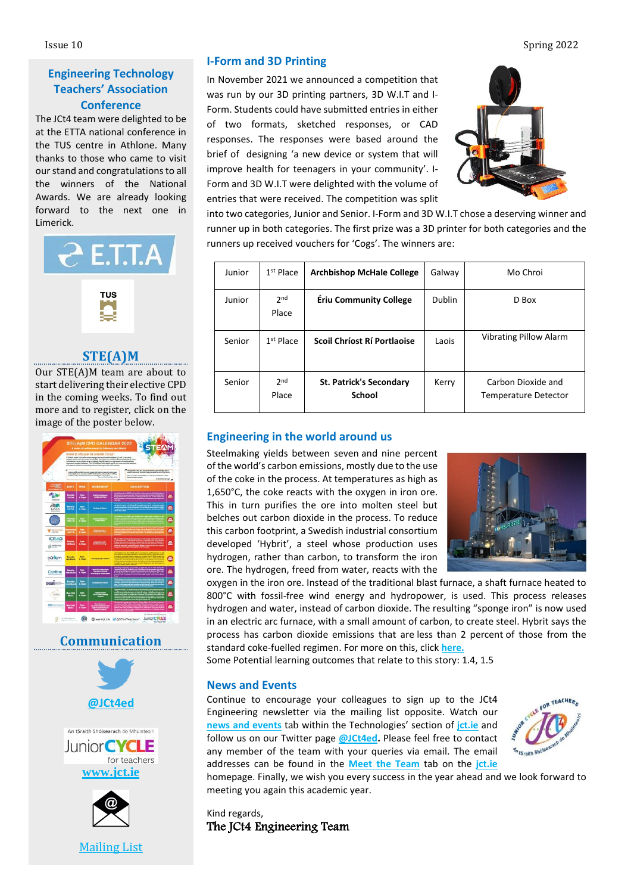## Engineering Technology Teachers' Association Conference

The JCt4 team were delighted to be at the ETTA national conference in the TUS centre in Athlone. Many thanks to those who came to visit our stand and congratulations to all the winners of the National Awards. We are already looking forward to the next one in Limerick.

## STE(A)M

Our STE(A)M team are about to start delivering their elective CPD in the coming weeks. To find out more and to register, click on the image of the poster below.

## Communication

@JCt4ed

www.jct.ie

Mailing List

## I-Form and 3D Printing

In November 2021 we announced a competition that was run by our 3D printing partners, 3D W.I.T and I-Form. Students could have submitted entries in either of two formats, sketched responses, or CAD responses. The responses were based around the brief of designing 'a new device or system that will improve health for teenagers in your community'. I-Form and 3D W.I.T were delighted with the volume of entries that were received. The competition was split into two categories, Junior and Senior. I-Form and 3D W.I.T chose a deserving winner and runner up in both categories. The first prize was a 3D printer for both categories and the runners up received vouchers for 'Cogs'. The winners are:

| | | | | |
|---|---|---|---|---|
| Junior | 1st Place | **Archbishop McHale College** | Galway | Mo Chroi |
| Junior | 2nd Place | **Ériu Community College** | Dublin | D Box |
| Senior | 1st Place | **Scoil Chríost Rí Portlaoise** | Laois | Vibrating Pillow Alarm |
| Senior | 2nd Place | **St. Patrick's Secondary School** | Kerry | Carbon Dioxide and Temperature Detector |

## Engineering in the world around us

Steelmaking yields between seven and nine percent of the world's carbon emissions, mostly due to the use of the coke in the process. At temperatures as high as 1,650°C, the coke reacts with the oxygen in iron ore. This in turn purifies the ore into molten steel but belches out carbon dioxide in the process. To reduce this carbon footprint, a Swedish industrial consortium developed 'Hybrit', a steel whose production uses hydrogen, rather than carbon, to transform the iron ore. The hydrogen, freed from water, reacts with the oxygen in the iron ore. Instead of the traditional blast furnace, a shaft furnace heated to 800°C with fossil-free wind energy and hydropower, is used. This process releases hydrogen and water, instead of carbon dioxide. The resulting "sponge iron" is now used in an electric arc furnace, with a small amount of carbon, to create steel. Hybrit says the process has carbon dioxide emissions that are less than 2 percent of those from the standard coke-fuelled regimen. For more on this, click **here.**

Some Potential learning outcomes that relate to this story: 1.4, 1.5

## News and Events

Continue to encourage your colleagues to sign up to the JCt4 Engineering newsletter via the mailing list opposite. Watch our **news and events** tab within the Technologies' section of **jct.ie** and follow us on our Twitter page **@JCt4ed**. Please feel free to contact any member of the team with your queries via email. The email addresses can be found in the **Meet the Team** tab on the **jct.ie** homepage. Finally, we wish you every success in the year ahead and we look forward to meeting you again this academic year.

Kind regards,

The JCt4 Engineering Team